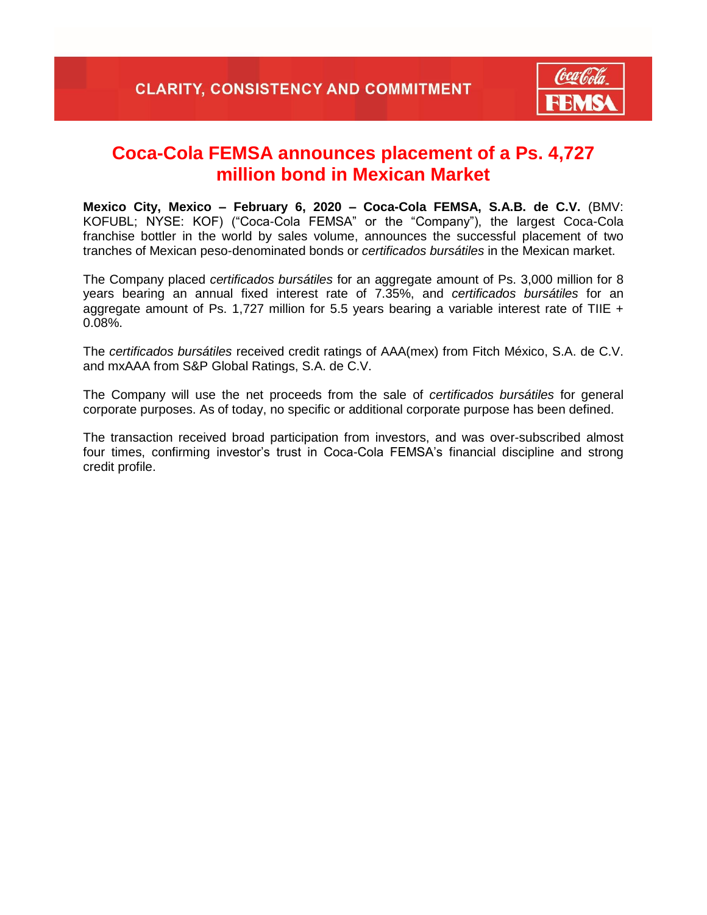CLARITY, CONSISTENCY AND COMMITMENT

# Coca-Cola FEMSA announces placement of a Ps. 4,727 million bond in Mexican Market

**Mexico City, Mexico – February 6, 2020 – Coca-Cola FEMSA, S.A.B. de C.V.** (BMV: KOFUBL; NYSE: KOF) ("Coca-Cola FEMSA" or the "Company"), the largest Coca-Cola franchise bottler in the world by sales volume, announces the successful placement of two tranches of Mexican peso-denominated bonds or *certificados bursátiles* in the Mexican market.

The Company placed *certificados bursátiles* for an aggregate amount of Ps. 3,000 million for 8 years bearing an annual fixed interest rate of 7.35%, and *certificados bursátiles* for an aggregate amount of Ps. 1,727 million for 5.5 years bearing a variable interest rate of TIIE + 0.08%.

The *certificados bursátiles* received credit ratings of AAA(mex) from Fitch México, S.A. de C.V. and mxAAA from S&P Global Ratings, S.A. de C.V.

The Company will use the net proceeds from the sale of *certificados bursátiles* for general corporate purposes. As of today, no specific or additional corporate purpose has been defined.

The transaction received broad participation from investors, and was over-subscribed almost four times, confirming investor's trust in Coca-Cola FEMSA's financial discipline and strong credit profile.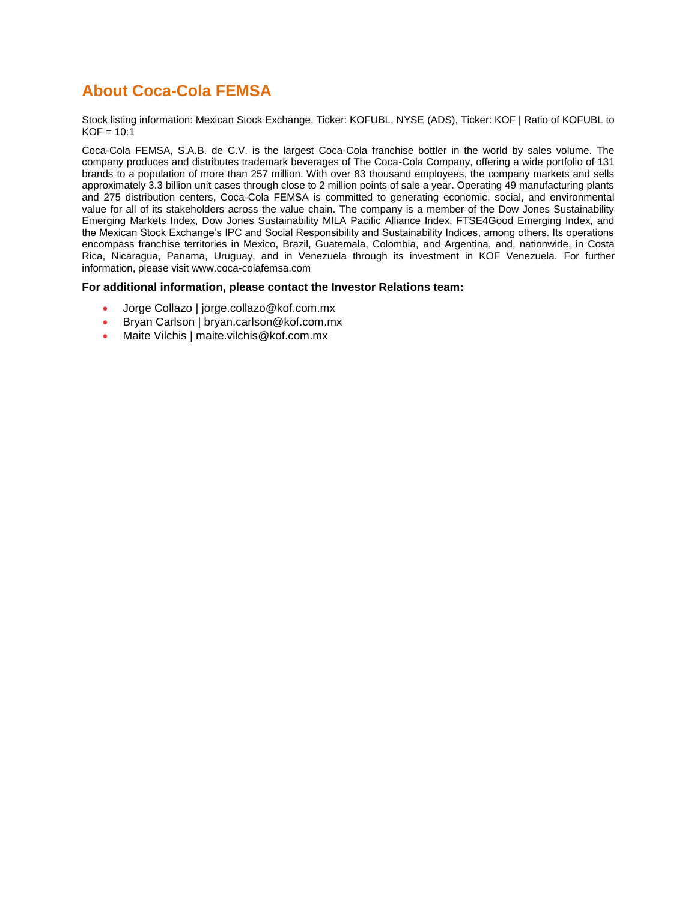## About Coca-Cola FEMSA

Stock listing information: Mexican Stock Exchange, Ticker: KOFUBL, NYSE (ADS), Ticker: KOF | Ratio of KOFUBL to KOF = 10:1

Coca-Cola FEMSA, S.A.B. de C.V. is the largest Coca-Cola franchise bottler in the world by sales volume. The company produces and distributes trademark beverages of The Coca-Cola Company, offering a wide portfolio of 131 brands to a population of more than 257 million. With over 83 thousand employees, the company markets and sells approximately 3.3 billion unit cases through close to 2 million points of sale a year. Operating 49 manufacturing plants and 275 distribution centers, Coca-Cola FEMSA is committed to generating economic, social, and environmental value for all of its stakeholders across the value chain. The company is a member of the Dow Jones Sustainability Emerging Markets Index, Dow Jones Sustainability MILA Pacific Alliance Index, FTSE4Good Emerging Index, and the Mexican Stock Exchange's IPC and Social Responsibility and Sustainability Indices, among others. Its operations encompass franchise territories in Mexico, Brazil, Guatemala, Colombia, and Argentina, and, nationwide, in Costa Rica, Nicaragua, Panama, Uruguay, and in Venezuela through its investment in KOF Venezuela. For further information, please visit www.coca-colafemsa.com

**For additional information, please contact the Investor Relations team:**

- Jorge Collazo | jorge.collazo@kof.com.mx
- Bryan Carlson | bryan.carlson@kof.com.mx
- Maite Vilchis | maite.vilchis@kof.com.mx